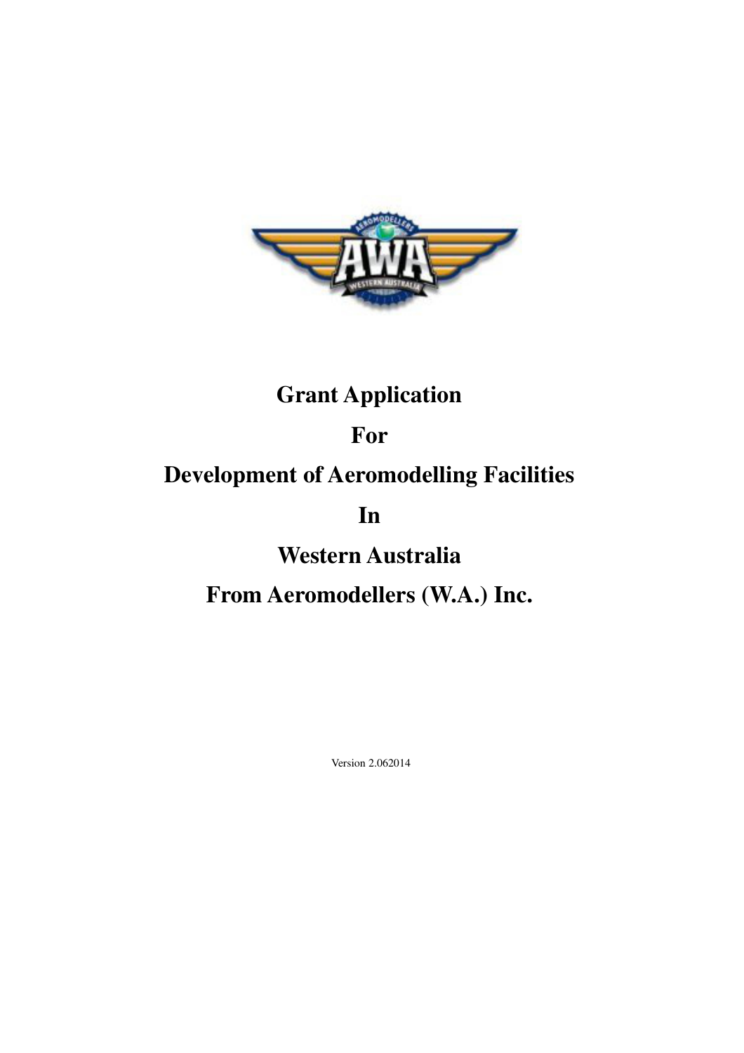# Grant Application

# For

# Development of Aeromodelling Facilities

# In

# Western Australia

# From Aeromodellers (W.A.) Inc.

Version 2.062014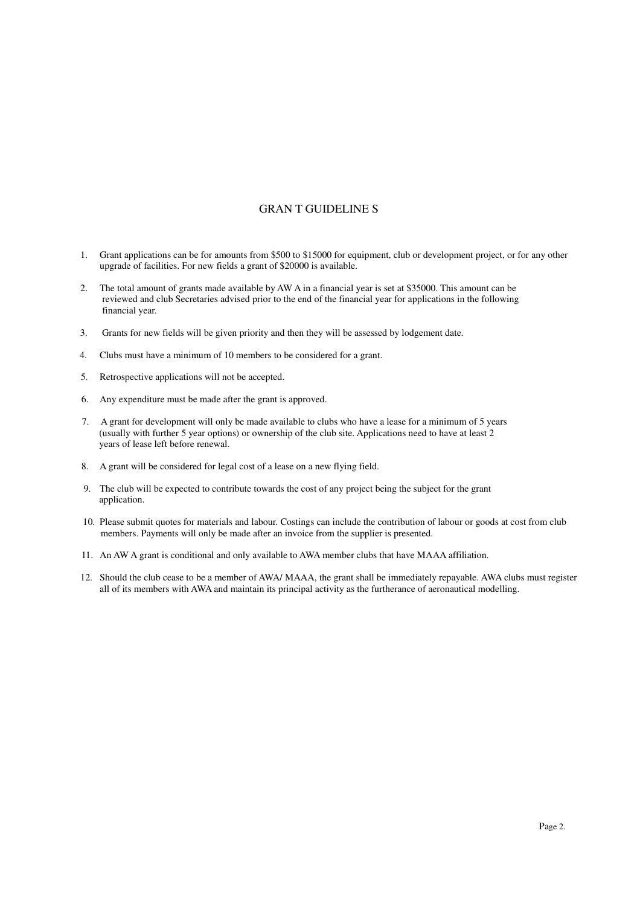# GRANT GUIDELINES

1. Grant applications can be for amounts from $500 to $15000 for equipment, club or development project, or for any other upgrade of facilities. For new fields a grant of $20000 is available.

2. The total amount of grants made available by AWA in a financial year is set at $35000. This amount can be reviewed and club Secretaries advised prior to the end of the financial year for applications in the following financial year.

3. Grants for new fields will be given priority and then they will be assessed by lodgement date.

4. Clubs must have a minimum of 10 members to be considered for a grant.

5. Retrospective applications will not be accepted.

6. Any expenditure must be made after the grant is approved.

7. A grant for development will only be made available to clubs who have a lease for a minimum of 5 years (usually with further 5 year options) or ownership of the club site. Applications need to have at least 2 years of lease left before renewal.

8. A grant will be considered for legal cost of a lease on a new flying field.

9. The club will be expected to contribute towards the cost of any project being the subject for the grant application.

10. Please submit quotes for materials and labour. Costings can include the contribution of labour or goods at cost from club members. Payments will only be made after an invoice from the supplier is presented.

11. An AWA grant is conditional and only available to AWA member clubs that have MAAA affiliation.

12. Should the club cease to be a member of AWA/ MAAA, the grant shall be immediately repayable. AWA clubs must register all of its members with AWA and maintain its principal activity as the furtherance of aeronautical modelling.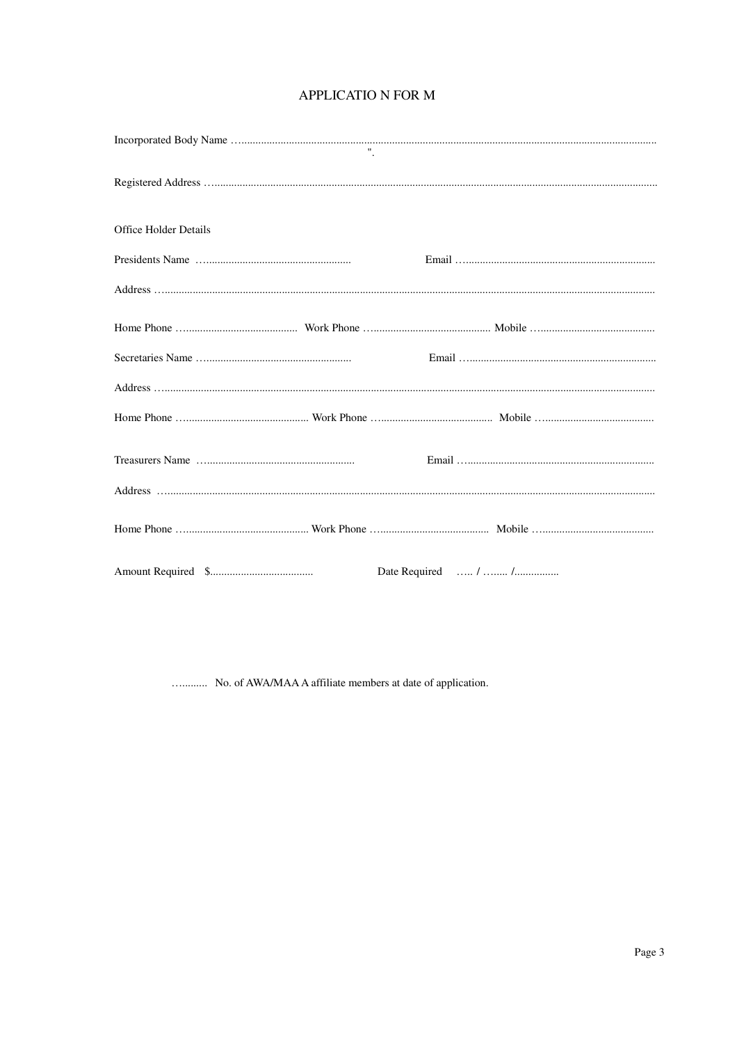# APPLICATIO N FOR M

Incorporated Body Name …....................................................................................................................................................
".

Registered Address ….................................................................................................................................................

Office Holder Details

Presidents Name …..................................................... Email …....................................................................

Address …..............................................................................................................................................................

Home Phone …........................................ Work Phone …......................................... Mobile …........................................

Secretaries Name …..................................................... Email …...................................................................

Address …..............................................................................................................................................................

Home Phone ….......................................... Work Phone …...................................... Mobile …......................................

Treasurers Name …..................................................... Email …..................................................................

Address …..............................................................................................................................................................

Home Phone …......................................... Work Phone ….................................... Mobile …......................................

Amount Required $.................................... Date Required ….. / ….... /...............

…......... No. of AWA/MAA A affiliate members at date of application.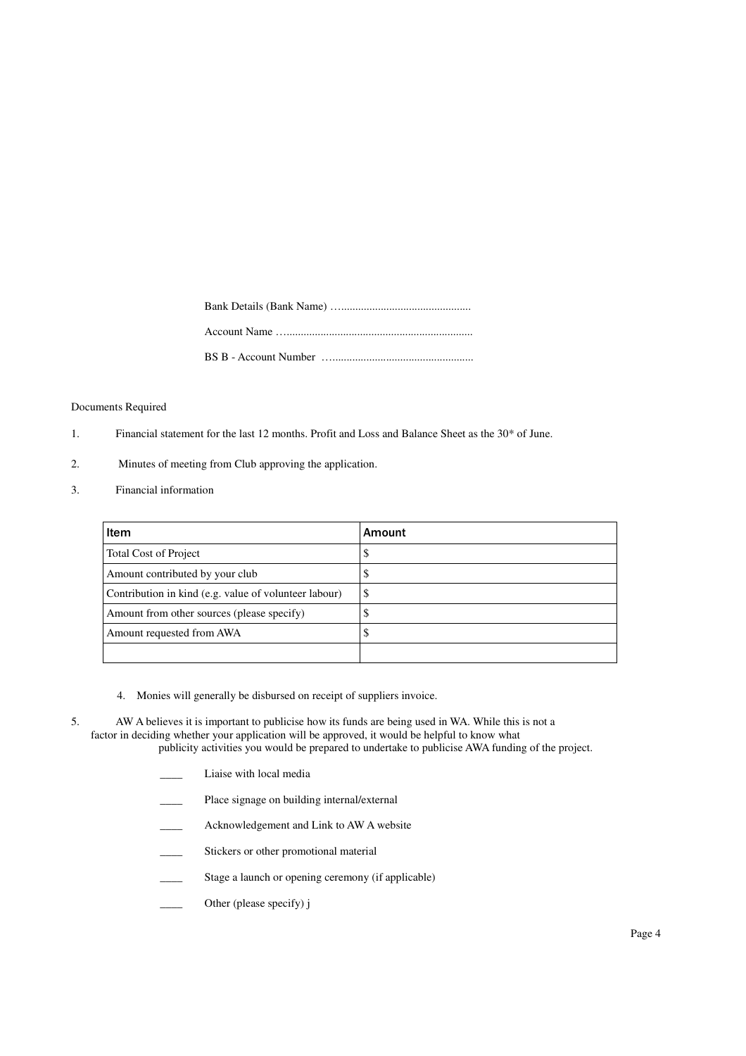Bank Details (Bank Name) …..............................................

Account Name …..................................................................

BS B - Account Number …..................................................

Documents Required

1. Financial statement for the last 12 months. Profit and Loss and Balance Sheet as the 30* of June.

2. Minutes of meeting from Club approving the application.

3. Financial information

| Item | Amount |
| --- | --- |
| Total Cost of Project | $ |
| Amount contributed by your club | $ |
| Contribution in kind (e.g. value of volunteer labour) | $ |
| Amount from other sources (please specify) | $ |
| Amount requested from AWA | $ |
| | |

4. Monies will generally be disbursed on receipt of suppliers invoice.

5. AW A believes it is important to publicise how its funds are being used in WA. While this is not a factor in deciding whether your application will be approved, it would be helpful to know what publicity activities you would be prepared to undertake to publicise AWA funding of the project.

____ Liaise with local media

____ Place signage on building internal/external

____ Acknowledgement and Link to AW A website

____ Stickers or other promotional material

____ Stage a launch or opening ceremony (if applicable)

____ Other (please specify) j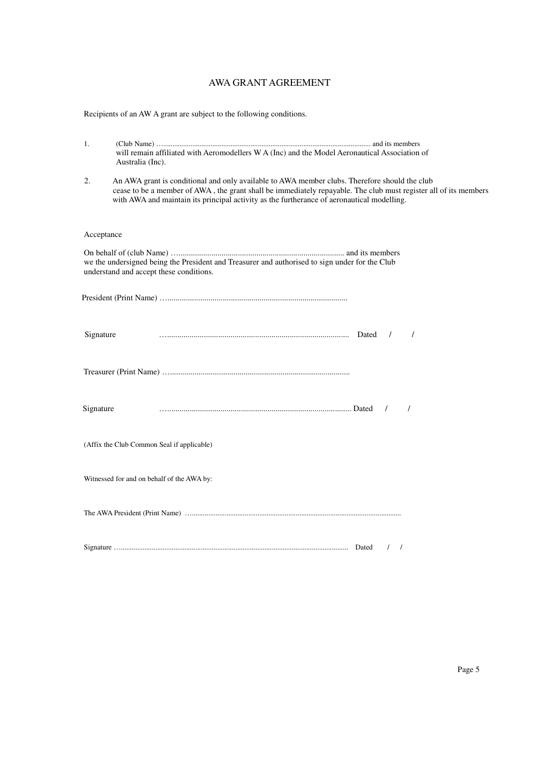# AWA GRANT AGREEMENT

Recipients of an AW A grant are subject to the following conditions.

1. (Club Name) …................................................................................................................. and its members will remain affiliated with Aeromodellers W A (Inc) and the Model Aeronautical Association of Australia (Inc).

2. An AWA grant is conditional and only available to AWA member clubs. Therefore should the club cease to be a member of AWA , the grant shall be immediately repayable. The club must register all of its members with AWA and maintain its principal activity as the furtherance of aeronautical modelling.

Acceptance

On behalf of (club Name) …................................................................................. and its members we the undersigned being the President and Treasurer and authorised to sign under for the Club understand and accept these conditions.

President (Print Name) …........................................................................................

Signature …......................................................................................... Dated / /

Treasurer (Print Name) …........................................................................................

Signature …......................................................................................... Dated / /

(Affix the Club Common Seal if applicable)

Witnessed for and on behalf of the AWA by:

The AWA President (Print Name) …..................................................................................................................

Signature …........................................................................................................................... Dated / /